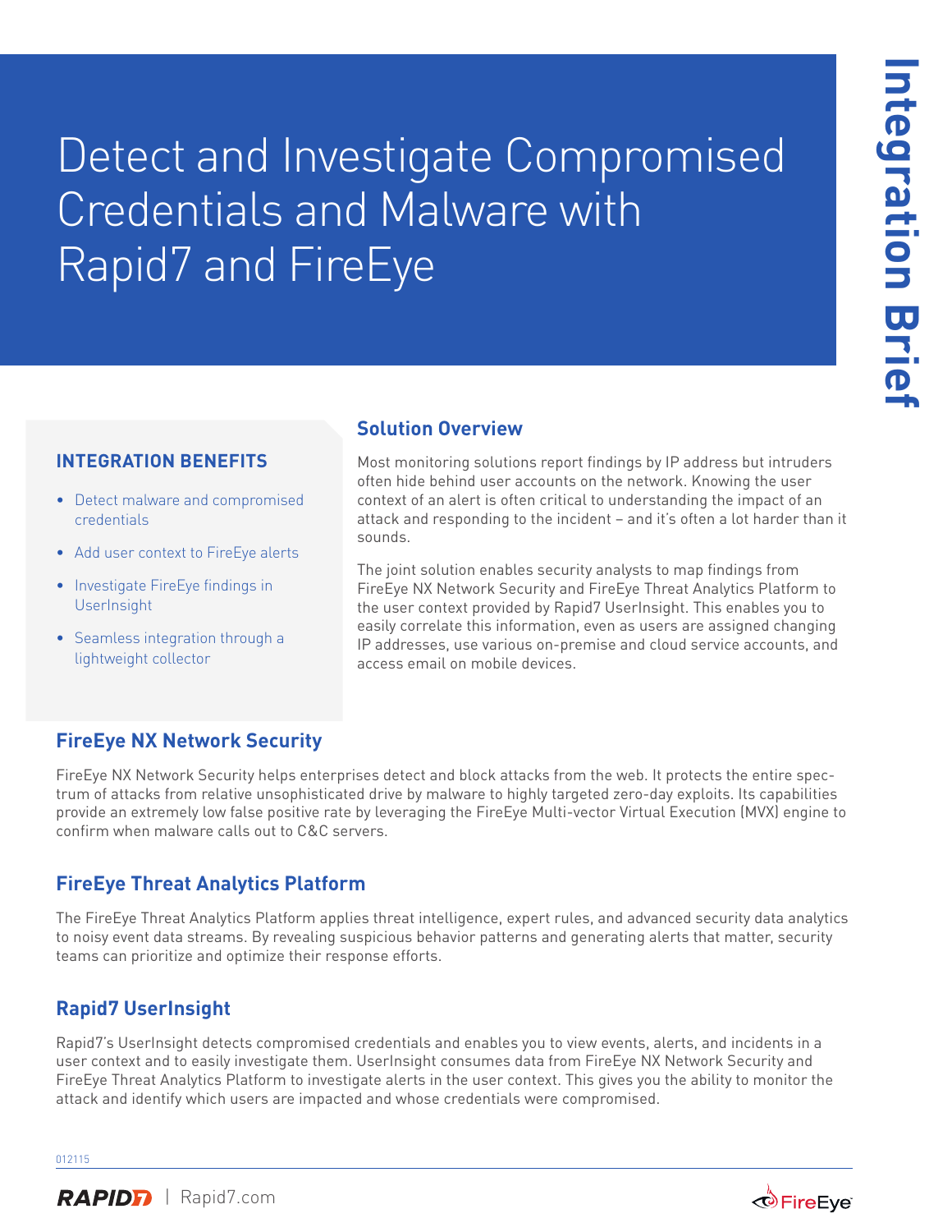# Detect and Investigate Compromised Credentials and Malware with Rapid7 and FireEye

Integration Brief

### INTEGRATION BENEFITS

- Detect malware and compromised credentials
- Add user context to FireEye alerts
- Investigate FireEye findings in UserInsight
- Seamless integration through a lightweight collector

## Solution Overview

Most monitoring solutions report findings by IP address but intruders often hide behind user accounts on the network. Knowing the user context of an alert is often critical to understanding the impact of an attack and responding to the incident – and it's often a lot harder than it sounds.

The joint solution enables security analysts to map findings from FireEye NX Network Security and FireEye Threat Analytics Platform to the user context provided by Rapid7 UserInsight. This enables you to easily correlate this information, even as users are assigned changing IP addresses, use various on-premise and cloud service accounts, and access email on mobile devices.

## FireEye NX Network Security

FireEye NX Network Security helps enterprises detect and block attacks from the web. It protects the entire spectrum of attacks from relative unsophisticated drive by malware to highly targeted zero-day exploits. Its capabilities provide an extremely low false positive rate by leveraging the FireEye Multi-vector Virtual Execution (MVX) engine to confirm when malware calls out to C&C servers.

## FireEye Threat Analytics Platform

The FireEye Threat Analytics Platform applies threat intelligence, expert rules, and advanced security data analytics to noisy event data streams. By revealing suspicious behavior patterns and generating alerts that matter, security teams can prioritize and optimize their response efforts.

## Rapid7 UserInsight

Rapid7's UserInsight detects compromised credentials and enables you to view events, alerts, and incidents in a user context and to easily investigate them. UserInsight consumes data from FireEye NX Network Security and FireEye Threat Analytics Platform to investigate alerts in the user context. This gives you the ability to monitor the attack and identify which users are impacted and whose credentials were compromised.

012115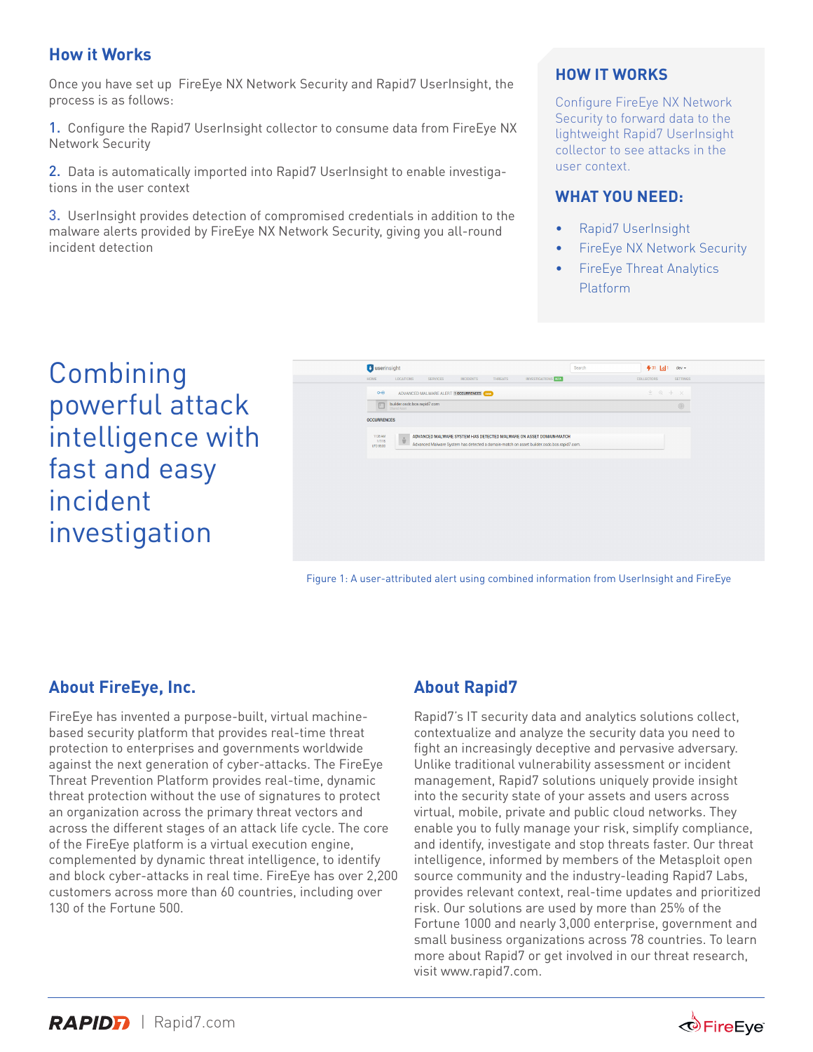## How it Works

Once you have set up FireEye NX Network Security and Rapid7 UserInsight, the process is as follows:

1. Configure the Rapid7 UserInsight collector to consume data from FireEye NX Network Security
2. Data is automatically imported into Rapid7 UserInsight to enable investigations in the user context
3. UserInsight provides detection of compromised credentials in addition to the malware alerts provided by FireEye NX Network Security, giving you all-round incident detection

## HOW IT WORKS

Configure FireEye NX Network Security to forward data to the lightweight Rapid7 UserInsight collector to see attacks in the user context.

## WHAT YOU NEED:

- Rapid7 UserInsight
- FireEye NX Network Security
- FireEye Threat Analytics Platform

# Combining powerful attack intelligence with fast and easy incident investigation

Figure 1: A user-attributed alert using combined information from UserInsight and FireEye

## About FireEye, Inc.

FireEye has invented a purpose-built, virtual machine-based security platform that provides real-time threat protection to enterprises and governments worldwide against the next generation of cyber-attacks. The FireEye Threat Prevention Platform provides real-time, dynamic threat protection without the use of signatures to protect an organization across the primary threat vectors and across the different stages of an attack life cycle. The core of the FireEye platform is a virtual execution engine, complemented by dynamic threat intelligence, to identify and block cyber-attacks in real time. FireEye has over 2,200 customers across more than 60 countries, including over 130 of the Fortune 500.

## About Rapid7

Rapid7's IT security data and analytics solutions collect, contextualize and analyze the security data you need to fight an increasingly deceptive and pervasive adversary. Unlike traditional vulnerability assessment or incident management, Rapid7 solutions uniquely provide insight into the security state of your assets and users across virtual, mobile, private and public cloud networks. They enable you to fully manage your risk, simplify compliance, and identify, investigate and stop threats faster. Our threat intelligence, informed by members of the Metasploit open source community and the industry-leading Rapid7 Labs, provides relevant context, real-time updates and prioritized risk. Our solutions are used by more than 25% of the Fortune 1000 and nearly 3,000 enterprise, government and small business organizations across 78 countries. To learn more about Rapid7 or get involved in our threat research, visit www.rapid7.com.

RAPID7 | Rapid7.com

FireEye